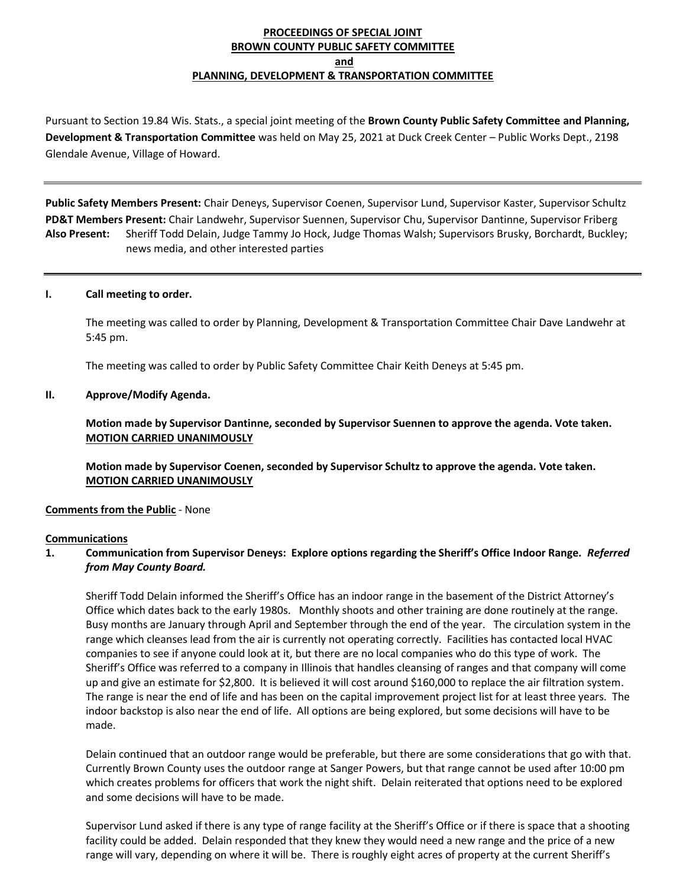# PROCEEDINGS OF SPECIAL JOINT BROWN COUNTY PUBLIC SAFETY COMMITTEE and PLANNING, DEVELOPMENT & TRANSPORTATION COMMITTEE

Pursuant to Section 19.84 Wis. Stats., a special joint meeting of the **Brown County Public Safety Committee and Planning, Development & Transportation Committee** was held on May 25, 2021 at Duck Creek Center – Public Works Dept., 2198 Glendale Avenue, Village of Howard.

---

**Public Safety Members Present:** Chair Deneys, Supervisor Coenen, Supervisor Lund, Supervisor Kaster, Supervisor Schultz
**PD&T Members Present:** Chair Landwehr, Supervisor Suennen, Supervisor Chu, Supervisor Dantinne, Supervisor Friberg
**Also Present:** Sheriff Todd Delain, Judge Tammy Jo Hock, Judge Thomas Walsh; Supervisors Brusky, Borchardt, Buckley; news media, and other interested parties

---

**I. Call meeting to order.**

The meeting was called to order by Planning, Development & Transportation Committee Chair Dave Landwehr at 5:45 pm.

The meeting was called to order by Public Safety Committee Chair Keith Deneys at 5:45 pm.

**II. Approve/Modify Agenda.**

**Motion made by Supervisor Dantinne, seconded by Supervisor Suennen to approve the agenda. Vote taken. MOTION CARRIED UNANIMOUSLY**

**Motion made by Supervisor Coenen, seconded by Supervisor Schultz to approve the agenda. Vote taken. MOTION CARRIED UNANIMOUSLY**

**Comments from the Public** - None

**Communications**

**1. Communication from Supervisor Deneys: Explore options regarding the Sheriff's Office Indoor Range.** ***Referred from May County Board.***

Sheriff Todd Delain informed the Sheriff's Office has an indoor range in the basement of the District Attorney's Office which dates back to the early 1980s. Monthly shoots and other training are done routinely at the range. Busy months are January through April and September through the end of the year. The circulation system in the range which cleanses lead from the air is currently not operating correctly. Facilities has contacted local HVAC companies to see if anyone could look at it, but there are no local companies who do this type of work. The Sheriff's Office was referred to a company in Illinois that handles cleansing of ranges and that company will come up and give an estimate for $2,800. It is believed it will cost around $160,000 to replace the air filtration system. The range is near the end of life and has been on the capital improvement project list for at least three years. The indoor backstop is also near the end of life. All options are being explored, but some decisions will have to be made.

Delain continued that an outdoor range would be preferable, but there are some considerations that go with that. Currently Brown County uses the outdoor range at Sanger Powers, but that range cannot be used after 10:00 pm which creates problems for officers that work the night shift. Delain reiterated that options need to be explored and some decisions will have to be made.

Supervisor Lund asked if there is any type of range facility at the Sheriff's Office or if there is space that a shooting facility could be added. Delain responded that they knew they would need a new range and the price of a new range will vary, depending on where it will be. There is roughly eight acres of property at the current Sheriff's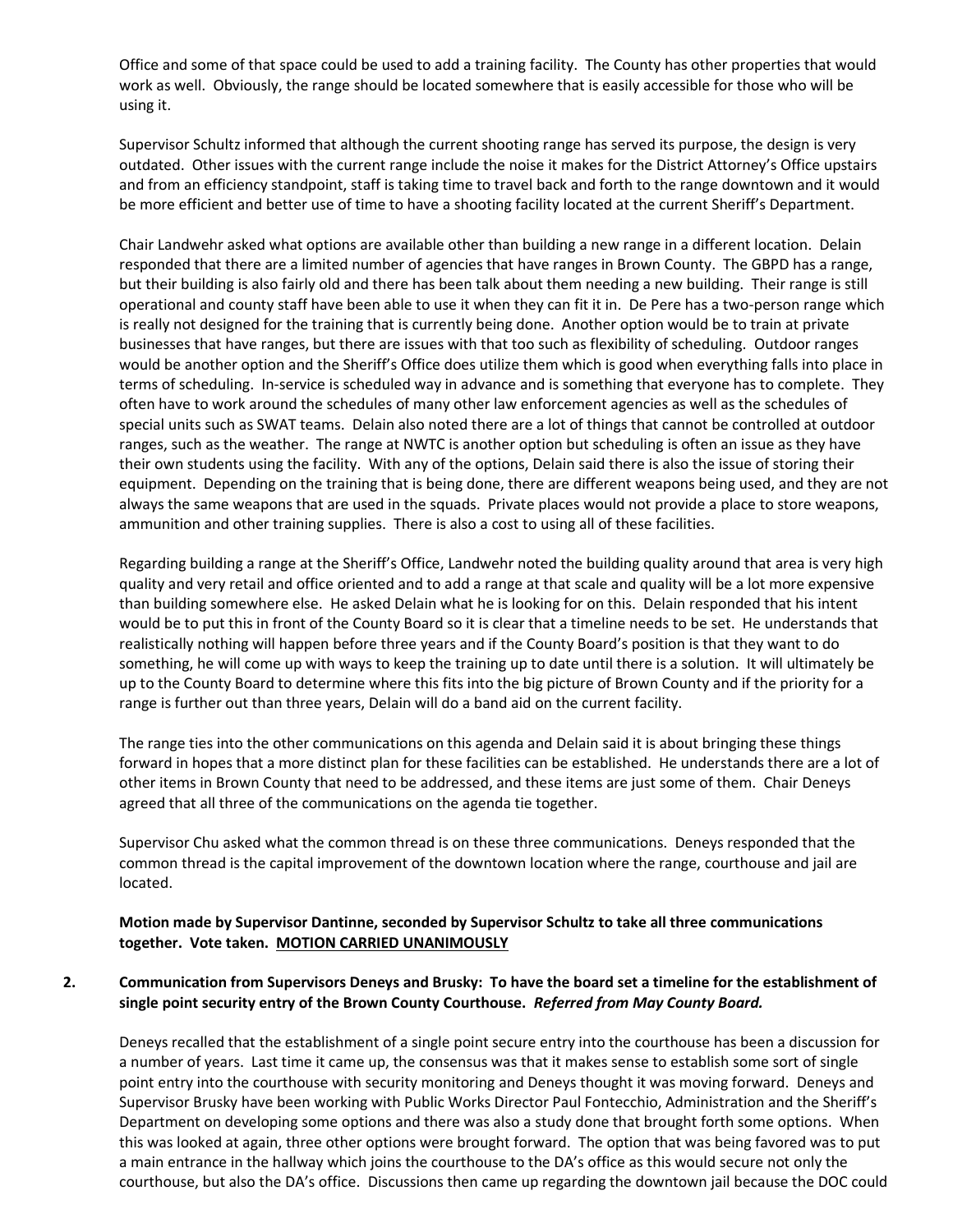Office and some of that space could be used to add a training facility. The County has other properties that would work as well. Obviously, the range should be located somewhere that is easily accessible for those who will be using it.

Supervisor Schultz informed that although the current shooting range has served its purpose, the design is very outdated. Other issues with the current range include the noise it makes for the District Attorney's Office upstairs and from an efficiency standpoint, staff is taking time to travel back and forth to the range downtown and it would be more efficient and better use of time to have a shooting facility located at the current Sheriff's Department.

Chair Landwehr asked what options are available other than building a new range in a different location. Delain responded that there are a limited number of agencies that have ranges in Brown County. The GBPD has a range, but their building is also fairly old and there has been talk about them needing a new building. Their range is still operational and county staff have been able to use it when they can fit it in. De Pere has a two-person range which is really not designed for the training that is currently being done. Another option would be to train at private businesses that have ranges, but there are issues with that too such as flexibility of scheduling. Outdoor ranges would be another option and the Sheriff's Office does utilize them which is good when everything falls into place in terms of scheduling. In-service is scheduled way in advance and is something that everyone has to complete. They often have to work around the schedules of many other law enforcement agencies as well as the schedules of special units such as SWAT teams. Delain also noted there are a lot of things that cannot be controlled at outdoor ranges, such as the weather. The range at NWTC is another option but scheduling is often an issue as they have their own students using the facility. With any of the options, Delain said there is also the issue of storing their equipment. Depending on the training that is being done, there are different weapons being used, and they are not always the same weapons that are used in the squads. Private places would not provide a place to store weapons, ammunition and other training supplies. There is also a cost to using all of these facilities.

Regarding building a range at the Sheriff's Office, Landwehr noted the building quality around that area is very high quality and very retail and office oriented and to add a range at that scale and quality will be a lot more expensive than building somewhere else. He asked Delain what he is looking for on this. Delain responded that his intent would be to put this in front of the County Board so it is clear that a timeline needs to be set. He understands that realistically nothing will happen before three years and if the County Board's position is that they want to do something, he will come up with ways to keep the training up to date until there is a solution. It will ultimately be up to the County Board to determine where this fits into the big picture of Brown County and if the priority for a range is further out than three years, Delain will do a band aid on the current facility.

The range ties into the other communications on this agenda and Delain said it is about bringing these things forward in hopes that a more distinct plan for these facilities can be established. He understands there are a lot of other items in Brown County that need to be addressed, and these items are just some of them. Chair Deneys agreed that all three of the communications on the agenda tie together.

Supervisor Chu asked what the common thread is on these three communications. Deneys responded that the common thread is the capital improvement of the downtown location where the range, courthouse and jail are located.

**Motion made by Supervisor Dantinne, seconded by Supervisor Schultz to take all three communications together. Vote taken. <u>MOTION CARRIED UNANIMOUSLY</u>**

**2. Communication from Supervisors Deneys and Brusky: To have the board set a timeline for the establishment of single point security entry of the Brown County Courthouse. *Referred from May County Board.***

Deneys recalled that the establishment of a single point secure entry into the courthouse has been a discussion for a number of years. Last time it came up, the consensus was that it makes sense to establish some sort of single point entry into the courthouse with security monitoring and Deneys thought it was moving forward. Deneys and Supervisor Brusky have been working with Public Works Director Paul Fontecchio, Administration and the Sheriff's Department on developing some options and there was also a study done that brought forth some options. When this was looked at again, three other options were brought forward. The option that was being favored was to put a main entrance in the hallway which joins the courthouse to the DA's office as this would secure not only the courthouse, but also the DA's office. Discussions then came up regarding the downtown jail because the DOC could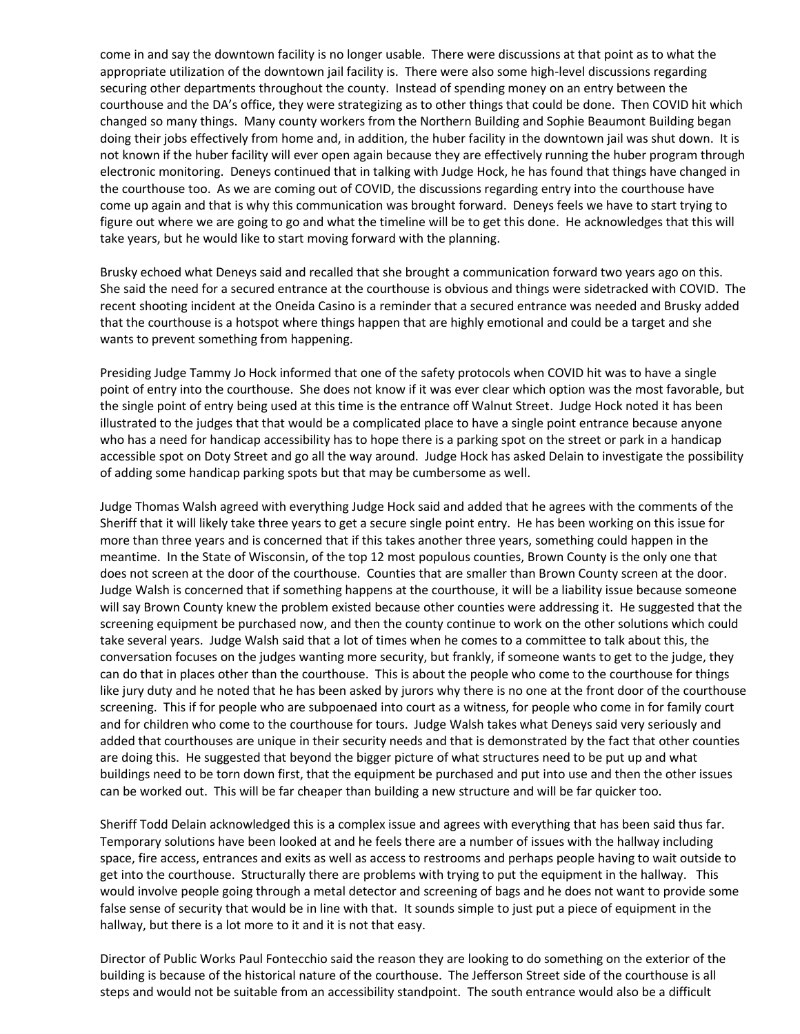come in and say the downtown facility is no longer usable. There were discussions at that point as to what the appropriate utilization of the downtown jail facility is. There were also some high-level discussions regarding securing other departments throughout the county. Instead of spending money on an entry between the courthouse and the DA's office, they were strategizing as to other things that could be done. Then COVID hit which changed so many things. Many county workers from the Northern Building and Sophie Beaumont Building began doing their jobs effectively from home and, in addition, the huber facility in the downtown jail was shut down. It is not known if the huber facility will ever open again because they are effectively running the huber program through electronic monitoring. Deneys continued that in talking with Judge Hock, he has found that things have changed in the courthouse too. As we are coming out of COVID, the discussions regarding entry into the courthouse have come up again and that is why this communication was brought forward. Deneys feels we have to start trying to figure out where we are going to go and what the timeline will be to get this done. He acknowledges that this will take years, but he would like to start moving forward with the planning.

Brusky echoed what Deneys said and recalled that she brought a communication forward two years ago on this. She said the need for a secured entrance at the courthouse is obvious and things were sidetracked with COVID. The recent shooting incident at the Oneida Casino is a reminder that a secured entrance was needed and Brusky added that the courthouse is a hotspot where things happen that are highly emotional and could be a target and she wants to prevent something from happening.

Presiding Judge Tammy Jo Hock informed that one of the safety protocols when COVID hit was to have a single point of entry into the courthouse. She does not know if it was ever clear which option was the most favorable, but the single point of entry being used at this time is the entrance off Walnut Street. Judge Hock noted it has been illustrated to the judges that that would be a complicated place to have a single point entrance because anyone who has a need for handicap accessibility has to hope there is a parking spot on the street or park in a handicap accessible spot on Doty Street and go all the way around. Judge Hock has asked Delain to investigate the possibility of adding some handicap parking spots but that may be cumbersome as well.

Judge Thomas Walsh agreed with everything Judge Hock said and added that he agrees with the comments of the Sheriff that it will likely take three years to get a secure single point entry. He has been working on this issue for more than three years and is concerned that if this takes another three years, something could happen in the meantime. In the State of Wisconsin, of the top 12 most populous counties, Brown County is the only one that does not screen at the door of the courthouse. Counties that are smaller than Brown County screen at the door. Judge Walsh is concerned that if something happens at the courthouse, it will be a liability issue because someone will say Brown County knew the problem existed because other counties were addressing it. He suggested that the screening equipment be purchased now, and then the county continue to work on the other solutions which could take several years. Judge Walsh said that a lot of times when he comes to a committee to talk about this, the conversation focuses on the judges wanting more security, but frankly, if someone wants to get to the judge, they can do that in places other than the courthouse. This is about the people who come to the courthouse for things like jury duty and he noted that he has been asked by jurors why there is no one at the front door of the courthouse screening. This if for people who are subpoenaed into court as a witness, for people who come in for family court and for children who come to the courthouse for tours. Judge Walsh takes what Deneys said very seriously and added that courthouses are unique in their security needs and that is demonstrated by the fact that other counties are doing this. He suggested that beyond the bigger picture of what structures need to be put up and what buildings need to be torn down first, that the equipment be purchased and put into use and then the other issues can be worked out. This will be far cheaper than building a new structure and will be far quicker too.

Sheriff Todd Delain acknowledged this is a complex issue and agrees with everything that has been said thus far. Temporary solutions have been looked at and he feels there are a number of issues with the hallway including space, fire access, entrances and exits as well as access to restrooms and perhaps people having to wait outside to get into the courthouse. Structurally there are problems with trying to put the equipment in the hallway. This would involve people going through a metal detector and screening of bags and he does not want to provide some false sense of security that would be in line with that. It sounds simple to just put a piece of equipment in the hallway, but there is a lot more to it and it is not that easy.

Director of Public Works Paul Fontecchio said the reason they are looking to do something on the exterior of the building is because of the historical nature of the courthouse. The Jefferson Street side of the courthouse is all steps and would not be suitable from an accessibility standpoint. The south entrance would also be a difficult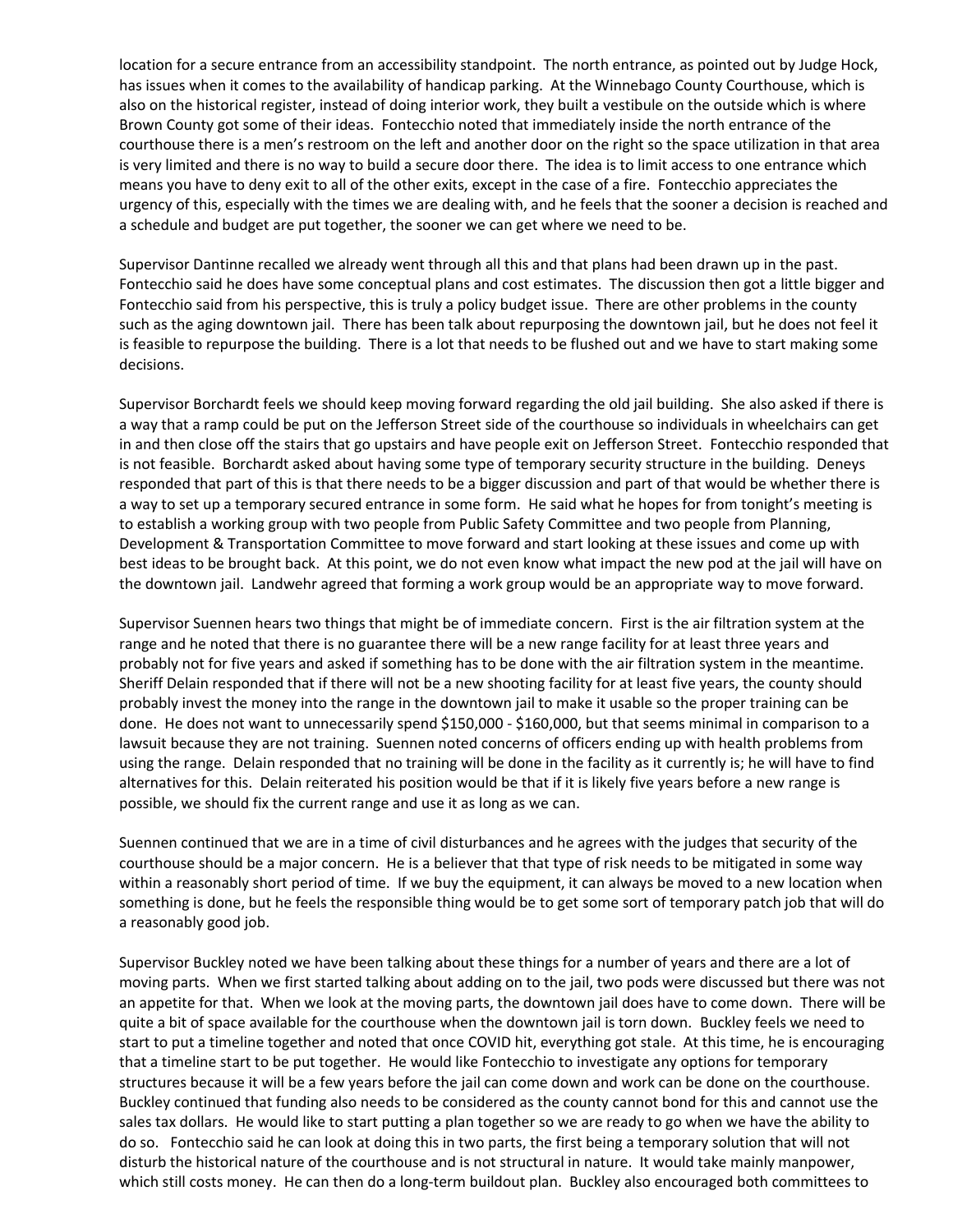location for a secure entrance from an accessibility standpoint. The north entrance, as pointed out by Judge Hock, has issues when it comes to the availability of handicap parking. At the Winnebago County Courthouse, which is also on the historical register, instead of doing interior work, they built a vestibule on the outside which is where Brown County got some of their ideas. Fontecchio noted that immediately inside the north entrance of the courthouse there is a men's restroom on the left and another door on the right so the space utilization in that area is very limited and there is no way to build a secure door there. The idea is to limit access to one entrance which means you have to deny exit to all of the other exits, except in the case of a fire. Fontecchio appreciates the urgency of this, especially with the times we are dealing with, and he feels that the sooner a decision is reached and a schedule and budget are put together, the sooner we can get where we need to be.

Supervisor Dantinne recalled we already went through all this and that plans had been drawn up in the past. Fontecchio said he does have some conceptual plans and cost estimates. The discussion then got a little bigger and Fontecchio said from his perspective, this is truly a policy budget issue. There are other problems in the county such as the aging downtown jail. There has been talk about repurposing the downtown jail, but he does not feel it is feasible to repurpose the building. There is a lot that needs to be flushed out and we have to start making some decisions.

Supervisor Borchardt feels we should keep moving forward regarding the old jail building. She also asked if there is a way that a ramp could be put on the Jefferson Street side of the courthouse so individuals in wheelchairs can get in and then close off the stairs that go upstairs and have people exit on Jefferson Street. Fontecchio responded that is not feasible. Borchardt asked about having some type of temporary security structure in the building. Deneys responded that part of this is that there needs to be a bigger discussion and part of that would be whether there is a way to set up a temporary secured entrance in some form. He said what he hopes for from tonight's meeting is to establish a working group with two people from Public Safety Committee and two people from Planning, Development & Transportation Committee to move forward and start looking at these issues and come up with best ideas to be brought back. At this point, we do not even know what impact the new pod at the jail will have on the downtown jail. Landwehr agreed that forming a work group would be an appropriate way to move forward.

Supervisor Suennen hears two things that might be of immediate concern. First is the air filtration system at the range and he noted that there is no guarantee there will be a new range facility for at least three years and probably not for five years and asked if something has to be done with the air filtration system in the meantime. Sheriff Delain responded that if there will not be a new shooting facility for at least five years, the county should probably invest the money into the range in the downtown jail to make it usable so the proper training can be done. He does not want to unnecessarily spend $150,000 - $160,000, but that seems minimal in comparison to a lawsuit because they are not training. Suennen noted concerns of officers ending up with health problems from using the range. Delain responded that no training will be done in the facility as it currently is; he will have to find alternatives for this. Delain reiterated his position would be that if it is likely five years before a new range is possible, we should fix the current range and use it as long as we can.

Suennen continued that we are in a time of civil disturbances and he agrees with the judges that security of the courthouse should be a major concern. He is a believer that that type of risk needs to be mitigated in some way within a reasonably short period of time. If we buy the equipment, it can always be moved to a new location when something is done, but he feels the responsible thing would be to get some sort of temporary patch job that will do a reasonably good job.

Supervisor Buckley noted we have been talking about these things for a number of years and there are a lot of moving parts. When we first started talking about adding on to the jail, two pods were discussed but there was not an appetite for that. When we look at the moving parts, the downtown jail does have to come down. There will be quite a bit of space available for the courthouse when the downtown jail is torn down. Buckley feels we need to start to put a timeline together and noted that once COVID hit, everything got stale. At this time, he is encouraging that a timeline start to be put together. He would like Fontecchio to investigate any options for temporary structures because it will be a few years before the jail can come down and work can be done on the courthouse. Buckley continued that funding also needs to be considered as the county cannot bond for this and cannot use the sales tax dollars. He would like to start putting a plan together so we are ready to go when we have the ability to do so. Fontecchio said he can look at doing this in two parts, the first being a temporary solution that will not disturb the historical nature of the courthouse and is not structural in nature. It would take mainly manpower, which still costs money. He can then do a long-term buildout plan. Buckley also encouraged both committees to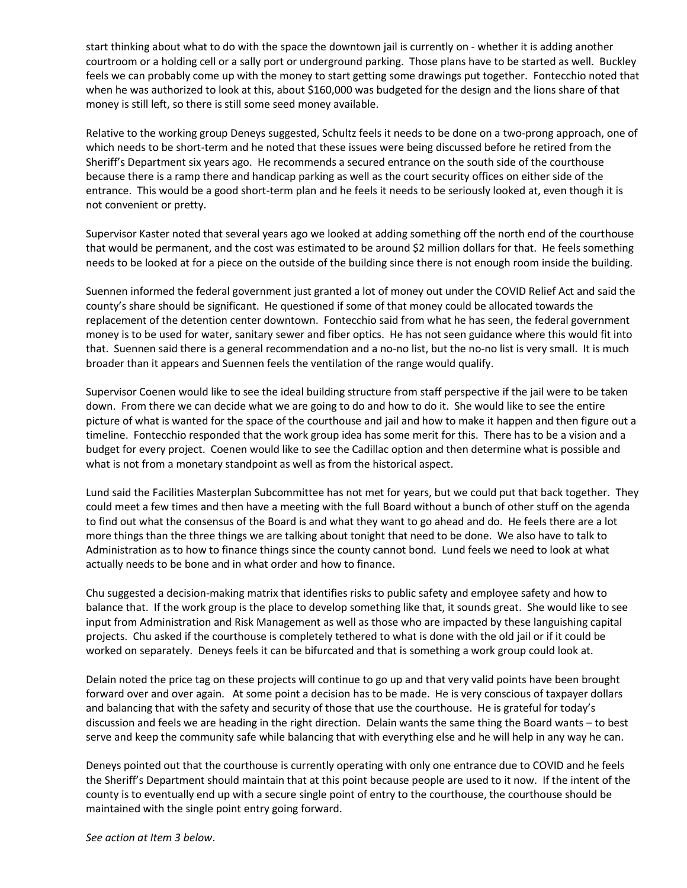start thinking about what to do with the space the downtown jail is currently on - whether it is adding another courtroom or a holding cell or a sally port or underground parking. Those plans have to be started as well. Buckley feels we can probably come up with the money to start getting some drawings put together. Fontecchio noted that when he was authorized to look at this, about $160,000 was budgeted for the design and the lions share of that money is still left, so there is still some seed money available.

Relative to the working group Deneys suggested, Schultz feels it needs to be done on a two-prong approach, one of which needs to be short-term and he noted that these issues were being discussed before he retired from the Sheriff's Department six years ago. He recommends a secured entrance on the south side of the courthouse because there is a ramp there and handicap parking as well as the court security offices on either side of the entrance. This would be a good short-term plan and he feels it needs to be seriously looked at, even though it is not convenient or pretty.

Supervisor Kaster noted that several years ago we looked at adding something off the north end of the courthouse that would be permanent, and the cost was estimated to be around $2 million dollars for that. He feels something needs to be looked at for a piece on the outside of the building since there is not enough room inside the building.

Suennen informed the federal government just granted a lot of money out under the COVID Relief Act and said the county's share should be significant. He questioned if some of that money could be allocated towards the replacement of the detention center downtown. Fontecchio said from what he has seen, the federal government money is to be used for water, sanitary sewer and fiber optics. He has not seen guidance where this would fit into that. Suennen said there is a general recommendation and a no-no list, but the no-no list is very small. It is much broader than it appears and Suennen feels the ventilation of the range would qualify.

Supervisor Coenen would like to see the ideal building structure from staff perspective if the jail were to be taken down. From there we can decide what we are going to do and how to do it. She would like to see the entire picture of what is wanted for the space of the courthouse and jail and how to make it happen and then figure out a timeline. Fontecchio responded that the work group idea has some merit for this. There has to be a vision and a budget for every project. Coenen would like to see the Cadillac option and then determine what is possible and what is not from a monetary standpoint as well as from the historical aspect.

Lund said the Facilities Masterplan Subcommittee has not met for years, but we could put that back together. They could meet a few times and then have a meeting with the full Board without a bunch of other stuff on the agenda to find out what the consensus of the Board is and what they want to go ahead and do. He feels there are a lot more things than the three things we are talking about tonight that need to be done. We also have to talk to Administration as to how to finance things since the county cannot bond. Lund feels we need to look at what actually needs to be bone and in what order and how to finance.

Chu suggested a decision-making matrix that identifies risks to public safety and employee safety and how to balance that. If the work group is the place to develop something like that, it sounds great. She would like to see input from Administration and Risk Management as well as those who are impacted by these languishing capital projects. Chu asked if the courthouse is completely tethered to what is done with the old jail or if it could be worked on separately. Deneys feels it can be bifurcated and that is something a work group could look at.

Delain noted the price tag on these projects will continue to go up and that very valid points have been brought forward over and over again. At some point a decision has to be made. He is very conscious of taxpayer dollars and balancing that with the safety and security of those that use the courthouse. He is grateful for today's discussion and feels we are heading in the right direction. Delain wants the same thing the Board wants – to best serve and keep the community safe while balancing that with everything else and he will help in any way he can.

Deneys pointed out that the courthouse is currently operating with only one entrance due to COVID and he feels the Sheriff's Department should maintain that at this point because people are used to it now. If the intent of the county is to eventually end up with a secure single point of entry to the courthouse, the courthouse should be maintained with the single point entry going forward.

*See action at Item 3 below*.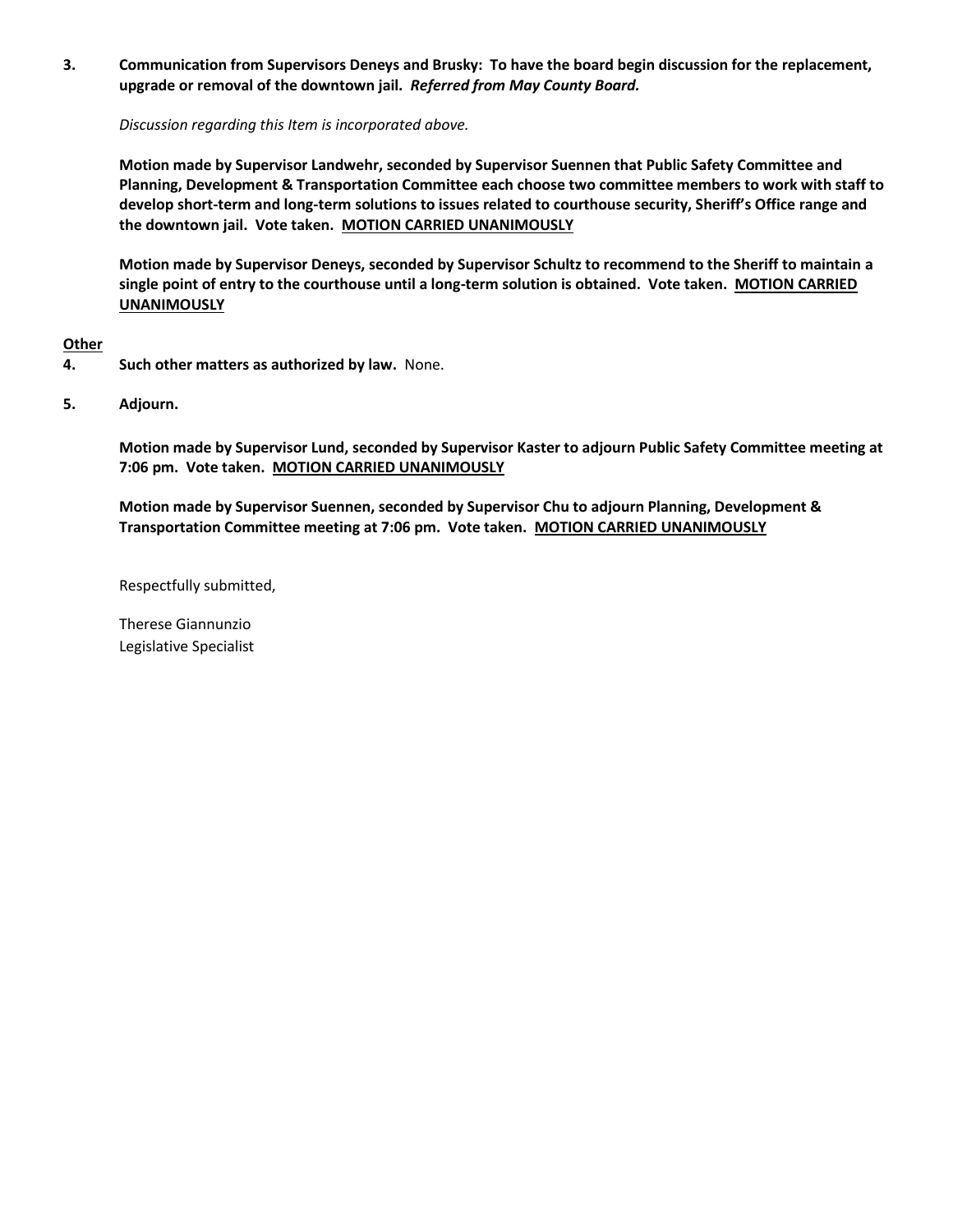**3. Communication from Supervisors Deneys and Brusky: To have the board begin discussion for the replacement, upgrade or removal of the downtown jail.** ***Referred from May County Board.***

*Discussion regarding this Item is incorporated above.*

**Motion made by Supervisor Landwehr, seconded by Supervisor Suennen that Public Safety Committee and Planning, Development & Transportation Committee each choose two committee members to work with staff to develop short-term and long-term solutions to issues related to courthouse security, Sheriff's Office range and the downtown jail. Vote taken. <u>MOTION CARRIED UNANIMOUSLY</u>**

**Motion made by Supervisor Deneys, seconded by Supervisor Schultz to recommend to the Sheriff to maintain a single point of entry to the courthouse until a long-term solution is obtained. Vote taken. <u>MOTION CARRIED UNANIMOUSLY</u>**

**<u>Other</u>**

**4. Such other matters as authorized by law.** None.

**5. Adjourn.**

**Motion made by Supervisor Lund, seconded by Supervisor Kaster to adjourn Public Safety Committee meeting at 7:06 pm. Vote taken. <u>MOTION CARRIED UNANIMOUSLY</u>**

**Motion made by Supervisor Suennen, seconded by Supervisor Chu to adjourn Planning, Development & Transportation Committee meeting at 7:06 pm. Vote taken. <u>MOTION CARRIED UNANIMOUSLY</u>**

Respectfully submitted,

Therese Giannunzio
Legislative Specialist